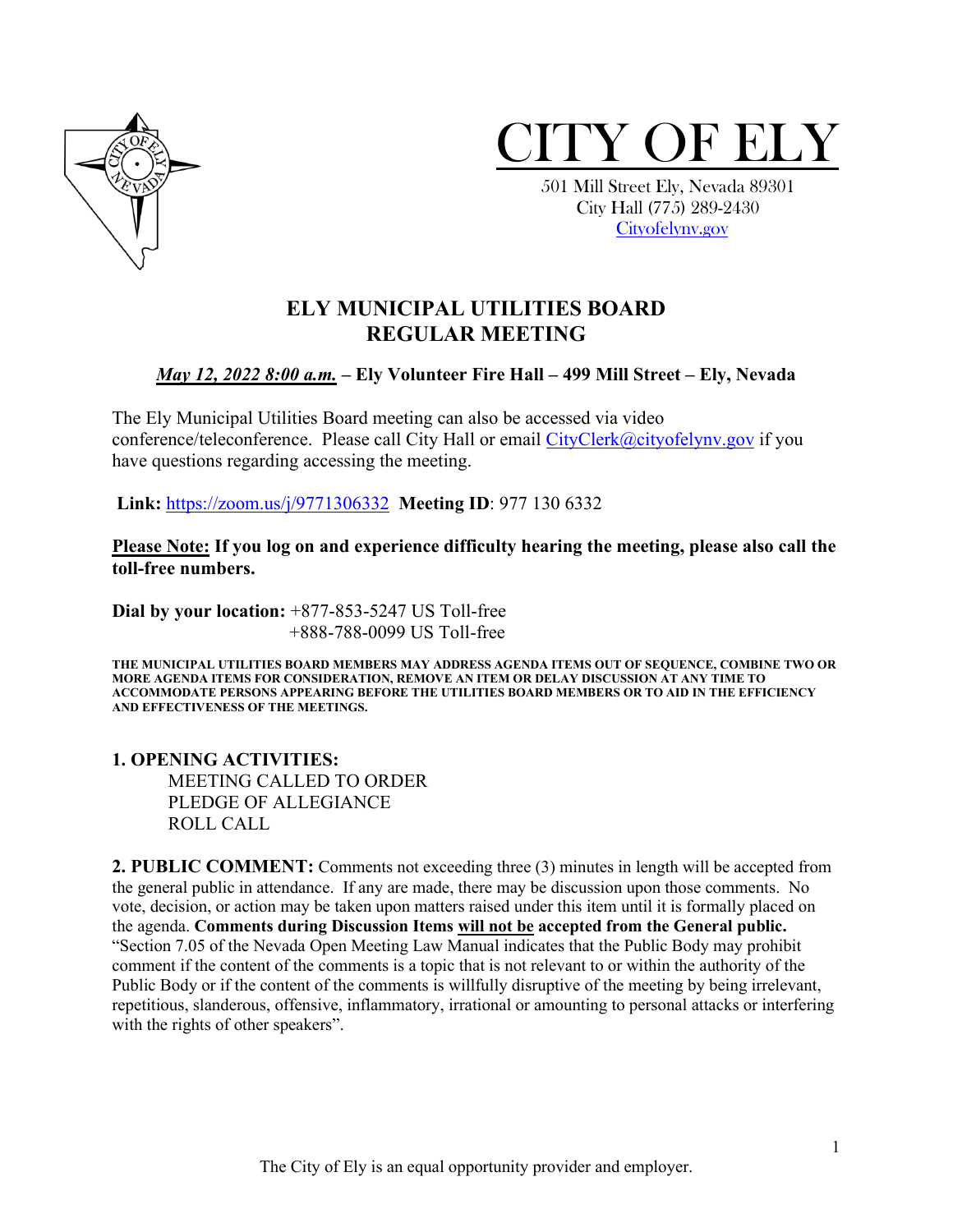# CITY OF ELY

501 Mill Street Ely, Nevada 89301
City Hall (775) 289-2430
Cityofelynv.gov

## ELY MUNICIPAL UTILITIES BOARD
## REGULAR MEETING

***May 12, 2022 8:00 a.m.* – Ely Volunteer Fire Hall – 499 Mill Street – Ely, Nevada**

The Ely Municipal Utilities Board meeting can also be accessed via video conference/teleconference. Please call City Hall or email CityClerk@cityofelynv.gov if you have questions regarding accessing the meeting.

**Link:** https://zoom.us/j/9771306332 **Meeting ID**: 977 130 6332

**Please Note: If you log on and experience difficulty hearing the meeting, please also call the toll-free numbers.**

**Dial by your location:** +877-853-5247 US Toll-free
+888-788-0099 US Toll-free

**THE MUNICIPAL UTILITIES BOARD MEMBERS MAY ADDRESS AGENDA ITEMS OUT OF SEQUENCE, COMBINE TWO OR MORE AGENDA ITEMS FOR CONSIDERATION, REMOVE AN ITEM OR DELAY DISCUSSION AT ANY TIME TO ACCOMMODATE PERSONS APPEARING BEFORE THE UTILITIES BOARD MEMBERS OR TO AID IN THE EFFICIENCY AND EFFECTIVENESS OF THE MEETINGS.**

**1. OPENING ACTIVITIES:**

MEETING CALLED TO ORDER
PLEDGE OF ALLEGIANCE
ROLL CALL

**2. PUBLIC COMMENT:** Comments not exceeding three (3) minutes in length will be accepted from the general public in attendance. If any are made, there may be discussion upon those comments. No vote, decision, or action may be taken upon matters raised under this item until it is formally placed on the agenda. **Comments during Discussion Items will not be accepted from the General public.** "Section 7.05 of the Nevada Open Meeting Law Manual indicates that the Public Body may prohibit comment if the content of the comments is a topic that is not relevant to or within the authority of the Public Body or if the content of the comments is willfully disruptive of the meeting by being irrelevant, repetitious, slanderous, offensive, inflammatory, irrational or amounting to personal attacks or interfering with the rights of other speakers".

The City of Ely is an equal opportunity provider and employer.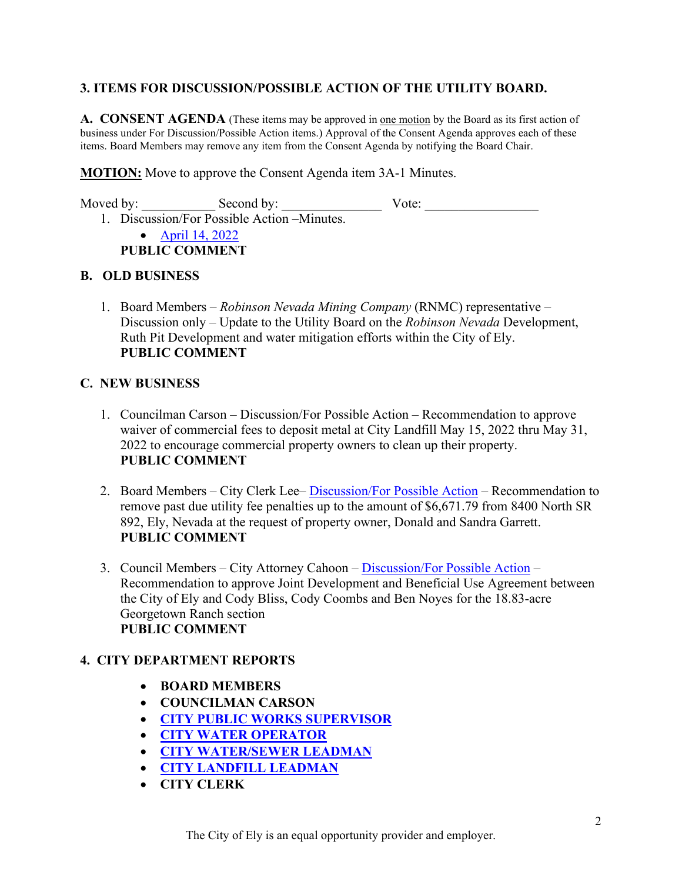## 3. ITEMS FOR DISCUSSION/POSSIBLE ACTION OF THE UTILITY BOARD.

**A. CONSENT AGENDA** (These items may be approved in one motion by the Board as its first action of business under For Discussion/Possible Action items.) Approval of the Consent Agenda approves each of these items. Board Members may remove any item from the Consent Agenda by notifying the Board Chair.

**MOTION:** Move to approve the Consent Agenda item 3A-1 Minutes.

Moved by: ___________ Second by: _______________ Vote: _________________

1. Discussion/For Possible Action –Minutes.
   - April 14, 2022

   **PUBLIC COMMENT**

**B. OLD BUSINESS**

1. Board Members – *Robinson Nevada Mining Company* (RNMC) representative – Discussion only – Update to the Utility Board on the *Robinson Nevada* Development, Ruth Pit Development and water mitigation efforts within the City of Ely.
   **PUBLIC COMMENT**

**C. NEW BUSINESS**

1. Councilman Carson – Discussion/For Possible Action – Recommendation to approve waiver of commercial fees to deposit metal at City Landfill May 15, 2022 thru May 31, 2022 to encourage commercial property owners to clean up their property.
   **PUBLIC COMMENT**

2. Board Members – City Clerk Lee– Discussion/For Possible Action – Recommendation to remove past due utility fee penalties up to the amount of $6,671.79 from 8400 North SR 892, Ely, Nevada at the request of property owner, Donald and Sandra Garrett.
   **PUBLIC COMMENT**

3. Council Members – City Attorney Cahoon – Discussion/For Possible Action – Recommendation to approve Joint Development and Beneficial Use Agreement between the City of Ely and Cody Bliss, Cody Coombs and Ben Noyes for the 18.83-acre Georgetown Ranch section
   **PUBLIC COMMENT**

## 4. CITY DEPARTMENT REPORTS

- **BOARD MEMBERS**
- **COUNCILMAN CARSON**
- **CITY PUBLIC WORKS SUPERVISOR**
- **CITY WATER OPERATOR**
- **CITY WATER/SEWER LEADMAN**
- **CITY LANDFILL LEADMAN**
- **CITY CLERK**

The City of Ely is an equal opportunity provider and employer.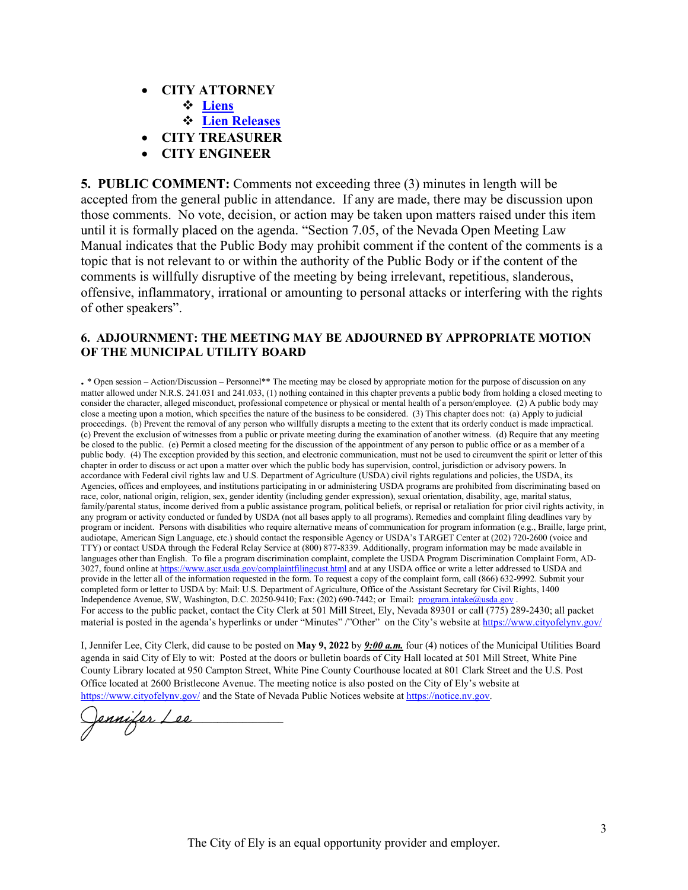- **CITY ATTORNEY**
  - ❖ **Liens**
  - ❖ **Lien Releases**
- **CITY TREASURER**
- **CITY ENGINEER**

**5. PUBLIC COMMENT:** Comments not exceeding three (3) minutes in length will be accepted from the general public in attendance. If any are made, there may be discussion upon those comments. No vote, decision, or action may be taken upon matters raised under this item until it is formally placed on the agenda. "Section 7.05, of the Nevada Open Meeting Law Manual indicates that the Public Body may prohibit comment if the content of the comments is a topic that is not relevant to or within the authority of the Public Body or if the content of the comments is willfully disruptive of the meeting by being irrelevant, repetitious, slanderous, offensive, inflammatory, irrational or amounting to personal attacks or interfering with the rights of other speakers".

**6. ADJOURNMENT: THE MEETING MAY BE ADJOURNED BY APPROPRIATE MOTION OF THE MUNICIPAL UTILITY BOARD**

. * Open session – Action/Discussion – Personnel** The meeting may be closed by appropriate motion for the purpose of discussion on any matter allowed under N.R.S. 241.031 and 241.033, (1) nothing contained in this chapter prevents a public body from holding a closed meeting to consider the character, alleged misconduct, professional competence or physical or mental health of a person/employee. (2) A public body may close a meeting upon a motion, which specifies the nature of the business to be considered. (3) This chapter does not: (a) Apply to judicial proceedings. (b) Prevent the removal of any person who willfully disrupts a meeting to the extent that its orderly conduct is made impractical. (c) Prevent the exclusion of witnesses from a public or private meeting during the examination of another witness. (d) Require that any meeting be closed to the public. (e) Permit a closed meeting for the discussion of the appointment of any person to public office or as a member of a public body. (4) The exception provided by this section, and electronic communication, must not be used to circumvent the spirit or letter of this chapter in order to discuss or act upon a matter over which the public body has supervision, control, jurisdiction or advisory powers. In accordance with Federal civil rights law and U.S. Department of Agriculture (USDA) civil rights regulations and policies, the USDA, its Agencies, offices and employees, and institutions participating in or administering USDA programs are prohibited from discriminating based on race, color, national origin, religion, sex, gender identity (including gender expression), sexual orientation, disability, age, marital status, family/parental status, income derived from a public assistance program, political beliefs, or reprisal or retaliation for prior civil rights activity, in any program or activity conducted or funded by USDA (not all bases apply to all programs). Remedies and complaint filing deadlines vary by program or incident. Persons with disabilities who require alternative means of communication for program information (e.g., Braille, large print, audiotape, American Sign Language, etc.) should contact the responsible Agency or USDA's TARGET Center at (202) 720-2600 (voice and TTY) or contact USDA through the Federal Relay Service at (800) 877-8339. Additionally, program information may be made available in languages other than English. To file a program discrimination complaint, complete the USDA Program Discrimination Complaint Form, AD-3027, found online at https://www.ascr.usda.gov/complaintfilingcust.html and at any USDA office or write a letter addressed to USDA and provide in the letter all of the information requested in the form. To request a copy of the complaint form, call (866) 632-9992. Submit your completed form or letter to USDA by: Mail: U.S. Department of Agriculture, Office of the Assistant Secretary for Civil Rights, 1400 Independence Avenue, SW, Washington, D.C. 20250-9410; Fax: (202) 690-7442; or Email: program.intake@usda.gov .
For access to the public packet, contact the City Clerk at 501 Mill Street, Ely, Nevada 89301 or call (775) 289-2430; all packet material is posted in the agenda's hyperlinks or under "Minutes" /"Other" on the City's website at https://www.cityofelynv.gov/

I, Jennifer Lee, City Clerk, did cause to be posted on **May 9, 2022** by ***9:00 a.m.*** four (4) notices of the Municipal Utilities Board agenda in said City of Ely to wit: Posted at the doors or bulletin boards of City Hall located at 501 Mill Street, White Pine County Library located at 950 Campton Street, White Pine County Courthouse located at 801 Clark Street and the U.S. Post Office located at 2600 Bristlecone Avenue. The meeting notice is also posted on the City of Ely's website at https://www.cityofelynv.gov/ and the State of Nevada Public Notices website at https://notice.nv.gov.

Jennifer Lee

The City of Ely is an equal opportunity provider and employer.